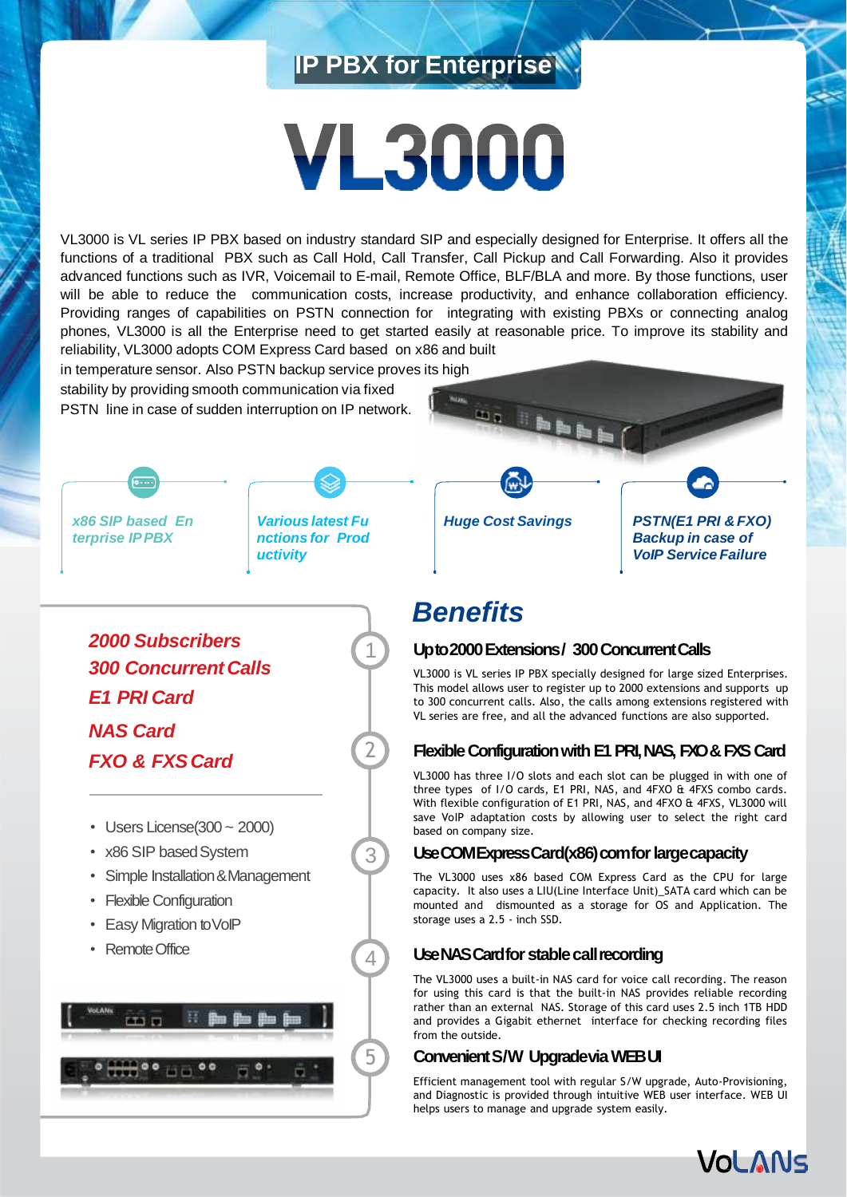# IP PBX for Enterprise

# VL3000

VL3000 is VL series IP PBX based on industry standard SIP and especially designed for Enterprise. It offers all the functions of a traditional PBX such as Call Hold, Call Transfer, Call Pickup and Call Forwarding. Also it provides advanced functions such as IVR, Voicemail to E-mail, Remote Office, BLF/BLA and more. By those functions, user will be able to reduce the communication costs, increase productivity, and enhance collaboration efficiency. Providing ranges of capabilities on PSTN connection for integrating with existing PBXs or connecting analog phones, VL3000 is all the Enterprise need to get started easily at reasonable price. To improve its stability and reliability, VL3000 adopts COM Express Card based on x86 and built in temperature sensor. Also PSTN backup service proves its high stability by providing smooth communication via fixed PSTN line in case of sudden interruption on IP network.

*x86 SIP based Enterprise IP PBX*

*Various latest Functions for Productivity*

*Huge Cost Savings*

*PSTN(E1 PRI & FXO) Backup in case of VoIP Service Failure*

***2000 Subscribers***
***300 Concurrent Calls***
***E1 PRI Card***
***NAS Card***
***FXO & FXS Card***

- Users License(300 ~ 2000)
- x86 SIP based System
- Simple Installation & Management
- Flexible Configuration
- Easy Migration to VoIP
- Remote Office

## *Benefits*

### 1. Up to 2000 Extensions / 300 Concurrent Calls

VL3000 is VL series IP PBX specially designed for large sized Enterprises. This model allows user to register up to 2000 extensions and supports up to 300 concurrent calls. Also, the calls among extensions registered with VL series are free, and all the advanced functions are also supported.

### 2. Flexible Configuration with E1 PRI, NAS, FXO & FXS Card

VL3000 has three I/O slots and each slot can be plugged in with one of three types of I/O cards, E1 PRI, NAS, and 4FXO & 4FXS combo cards. With flexible configuration of E1 PRI, NAS, and 4FXO & 4FXS, VL3000 will save VoIP adaptation costs by allowing user to select the right card based on company size.

### 3. Use COM Express Card(x86) com for large capacity

The VL3000 uses x86 based COM Express Card as the CPU for large capacity. It also uses a LIU(Line Interface Unit)_SATA card which can be mounted and dismounted as a storage for OS and Application. The storage uses a 2.5 - inch SSD.

### 4. Use NAS Card for stable call recording

The VL3000 uses a built-in NAS card for voice call recording. The reason for using this card is that the built-in NAS provides reliable recording rather than an external NAS. Storage of this card uses 2.5 inch 1TB HDD and provides a Gigabit ethernet interface for checking recording files from the outside.

### 5. Convenient S/W Upgrade via WEB UI

Efficient management tool with regular S/W upgrade, Auto-Provisioning, and Diagnostic is provided through intuitive WEB user interface. WEB UI helps users to manage and upgrade system easily.

VoLANs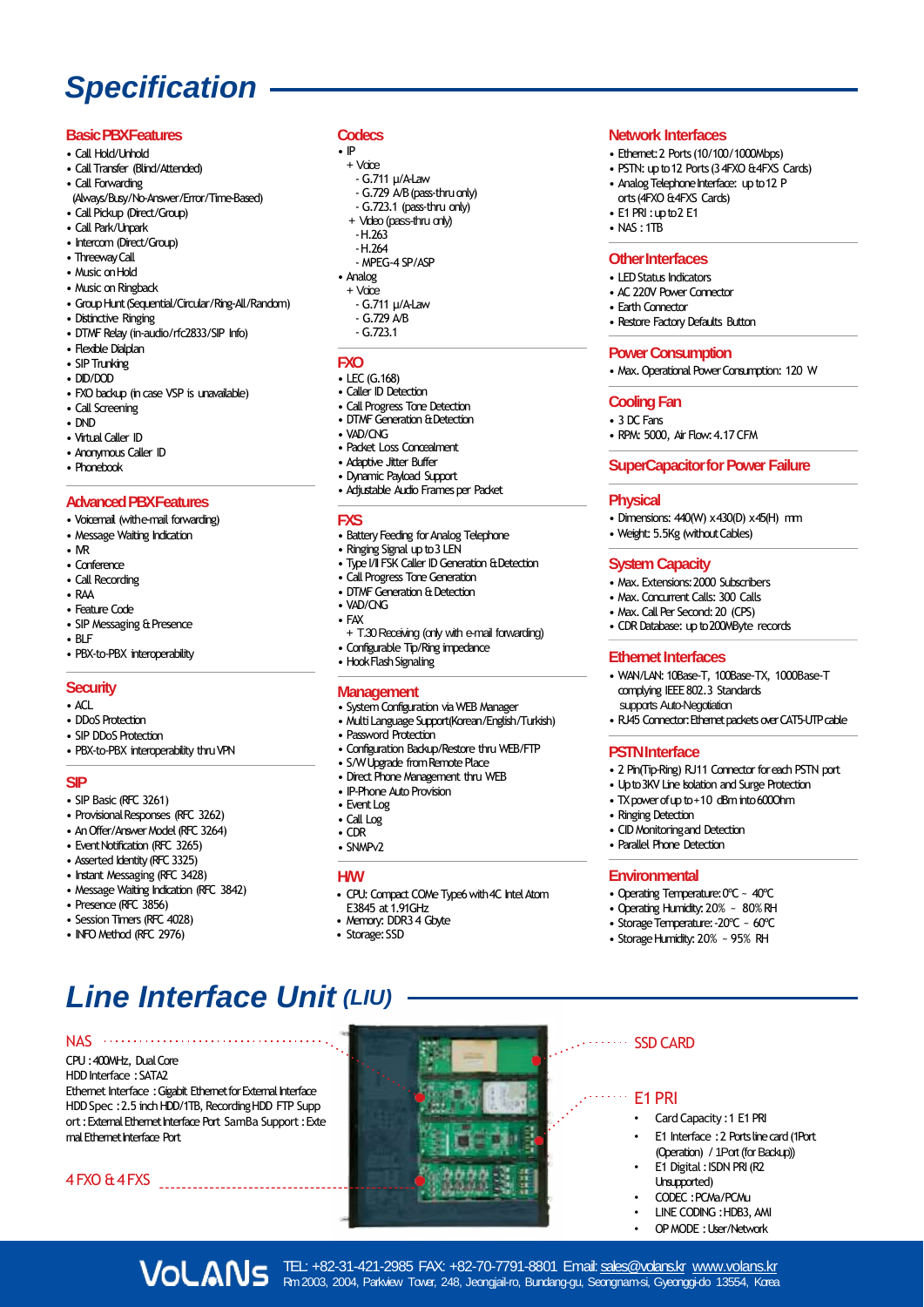# Specification

## Basic PBX Features

- Call Hold/Unhold
- Call Transfer (Blind/Attended)
- Call Forwarding (Always/Busy/No-Answer/Error/Time-Based)
- Call Pickup (Direct/Group)
- Call Park/Unpark
- Intercom (Direct/Group)
- Threeway Call
- Music on Hold
- Music on Ringback
- Group Hunt (Sequential/Circular/Ring-All/Random)
- Distinctive Ringing
- DTMF Relay (in-audio/rfc2833/SIP Info)
- Flexible Dialplan
- SIP Trunking
- DID/DOD
- FXO backup (in case VSP is unavailable)
- Call Screening
- DND
- Virtual Caller ID
- Anonymous Caller ID
- Phonebook

## Advanced PBX Features

- Voicemail (with e-mail forwarding)
- Message Waiting Indication
- IVR
- Conference
- Call Recording
- RAA
- Feature Code
- SIP Messaging & Presence
- BLF
- PBX-to-PBX interoperability

## Security

- ACL
- DDoS Protection
- SIP DDoS Protection
- PBX-to-PBX interoperability thru VPN

## SIP

- SIP Basic (RFC 3261)
- Provisional Responses (RFC 3262)
- An Offer/Answer Model (RFC 3264)
- Event Notification (RFC 3265)
- Asserted Identity (RFC 3325)
- Instant Messaging (RFC 3428)
- Message Waiting Indication (RFC 3842)
- Presence (RFC 3856)
- Session Timers (RFC 4028)
- INFO Method (RFC 2976)

## Codecs

- IP
  - + Voice
    - G.711 μ/A-Law
    - G.729 A/B (pass-thru only)
    - G.723.1 (pass-thru only)
  - + Video (pass-thru only)
    - H.263
    - H.264
    - MPEG-4 SP/ASP
- Analog
  - + Voice
    - G.711 μ/A-Law
    - G.729 A/B
    - G.723.1

## FXO

- LEC (G.168)
- Caller ID Detection
- Call Progress Tone Detection
- DTMF Generation & Detection
- VAD/CNG
- Packet Loss Concealment
- Adaptive Jitter Buffer
- Dynamic Payload Support
- Adjustable Audio Frames per Packet

## FXS

- Battery Feeding for Analog Telephone
- Ringing Signal up to 3 LEN
- Type I/II FSK Caller ID Generation & Detection
- Call Progress Tone Generation
- DTMF Generation & Detection
- VAD/CNG
- FAX
  - + T.30 Receiving (only with e-mail forwarding)
- Configurable Tip/Ring impedance
- Hook Flash Signaling

## Management

- System Configuration via WEB Manager
- Multi Language Support(Korean/English/Turkish)
- Password Protection
- Configuration Backup/Restore thru WEB/FTP
- S/W Upgrade from Remote Place
- Direct Phone Management thru WEB
- IP-Phone Auto Provision
- Event Log
- Call Log
- CDR
- SNMPv2

## H/W

- CPU: Compact COMe Type6 with 4C Intel Atom E3845 at 1.91GHz
- Memory: DDR3 4 Gbyte
- Storage: SSD

## Network Interfaces

- Ethernet: 2 Ports (10/100/1000Mbps)
- PSTN: up to 12 Ports (3 4FXO & 4FXS Cards)
- Analog Telephone Interface: up to 12 Ports (4FXO & 4FXS Cards)
- E1 PRI : up to 2 E1
- NAS : 1TB

## Other Interfaces

- LED Status Indicators
- AC 220V Power Connector
- Earth Connector
- Restore Factory Defaults Button

## Power Consumption

- Max. Operational Power Consumption: 120 W

## Cooling Fan

- 3 DC Fans
- RPM: 5000, Air Flow: 4.17 CFM

## SuperCapacitor for Power Failure

## Physical

- Dimensions: 440(W) x 430(D) x 45(H) mm
- Weight: 5.5Kg (without Cables)

## System Capacity

- Max. Extensions: 2000 Subscribers
- Max. Concurrent Calls: 300 Calls
- Max. Call Per Second: 20 (CPS)
- CDR Database: up to 200MByte records

## Ethernet Interfaces

- WAN/LAN: 10Base-T, 100Base-TX, 1000Base-T complying IEEE 802.3 Standards supports Auto-Negotiation
- RJ45 Connector: Ethernet packets over CAT5-UTP cable

## PSTN Interface

- 2 Pin(Tip-Ring) RJ11 Connector for each PSTN port
- Up to 3KV Line Isolation and Surge Protection
- TX power of up to +10 dBm into 600Ohm
- Ringing Detection
- CID Monitoring and Detection
- Parallel Phone Detection

## Environmental

- Operating Temperature: 0℃ ~ 40℃
- Operating Humidity: 20% ~ 80% RH
- Storage Temperature: -20℃ ~ 60℃
- Storage Humidity: 20% ~ 95% RH

# Line Interface Unit (LIU)

### NAS

CPU : 400MHz, Dual Core
HDD Interface : SATA2
Ethernet Interface : Gigabit Ethernet for External Interface
HDD Spec : 2.5 inch HDD/1TB, Recording HDD FTP Support : External Ethernet Interface Port SamBa Support : External Ethernet Interface Port

### 4 FXO & 4 FXS

### SSD CARD

### E1 PRI

- Card Capacity : 1 E1 PRI
- E1 Interface : 2 Ports line card (1Port (Operation) / 1Port (for Backup))
- E1 Digital : ISDN PRI (R2 Unsupported)
- CODEC : PCMa/PCMu
- LINE CODING : HDB3, AMI
- OP MODE : User/Network

VoLANs TEL: +82-31-421-2985 FAX: +82-70-7791-8801 Email: sales@volans.kr www.volans.kr
Rm 2003, 2004, Parkview Tower, 248, Jeongjail-ro, Bundang-gu, Seongnam-si, Gyeonggi-do 13554, Korea